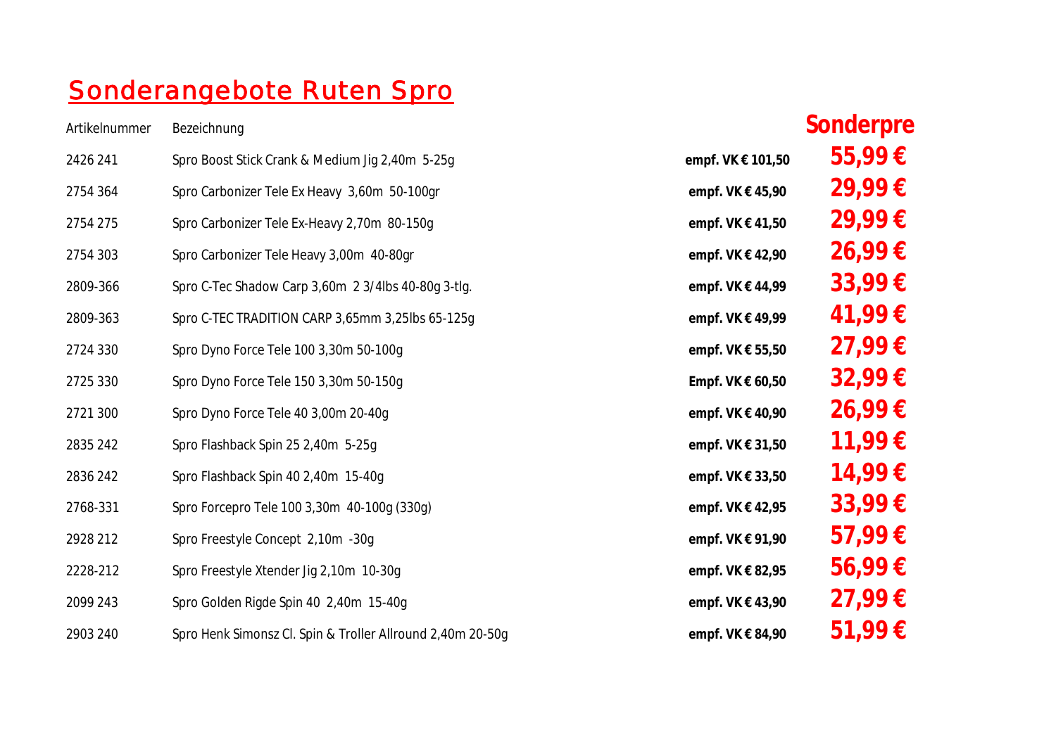# Sonderangebote Ruten Spro

| Artikelnummer | Bezeichnung | | Sonderpre |
|---|---|---|---|
| 2426 241 | Spro Boost Stick Crank & Medium Jig 2,40m 5-25g | **empf. VK € 101,50** | **55,99 €** |
| 2754 364 | Spro Carbonizer Tele Ex Heavy 3,60m 50-100gr | **empf. VK € 45,90** | **29,99 €** |
| 2754 275 | Spro Carbonizer Tele Ex-Heavy 2,70m 80-150g | **empf. VK € 41,50** | **29,99 €** |
| 2754 303 | Spro Carbonizer Tele Heavy 3,00m 40-80gr | **empf. VK € 42,90** | **26,99 €** |
| 2809-366 | Spro C-Tec Shadow Carp 3,60m 2 3/4lbs 40-80g 3-tlg. | **empf. VK € 44,99** | **33,99 €** |
| 2809-363 | Spro C-TEC TRADITION CARP 3,65mm 3,25lbs 65-125g | **empf. VK € 49,99** | **41,99 €** |
| 2724 330 | Spro Dyno Force Tele 100 3,30m 50-100g | **empf. VK € 55,50** | **27,99 €** |
| 2725 330 | Spro Dyno Force Tele 150 3,30m 50-150g | **Empf. VK € 60,50** | **32,99 €** |
| 2721 300 | Spro Dyno Force Tele 40 3,00m 20-40g | **empf. VK € 40,90** | **26,99 €** |
| 2835 242 | Spro Flashback Spin 25 2,40m 5-25g | **empf. VK € 31,50** | **11,99 €** |
| 2836 242 | Spro Flashback Spin 40 2,40m 15-40g | **empf. VK € 33,50** | **14,99 €** |
| 2768-331 | Spro Forcepro Tele 100 3,30m 40-100g (330g) | **empf. VK € 42,95** | **33,99 €** |
| 2928 212 | Spro Freestyle Concept 2,10m -30g | **empf. VK € 91,90** | **57,99 €** |
| 2228-212 | Spro Freestyle Xtender Jig 2,10m 10-30g | **empf. VK € 82,95** | **56,99 €** |
| 2099 243 | Spro Golden Rigde Spin 40 2,40m 15-40g | **empf. VK € 43,90** | **27,99 €** |
| 2903 240 | Spro Henk Simonsz Cl. Spin & Troller Allround 2,40m 20-50g | **empf. VK € 84,90** | **51,99 €** |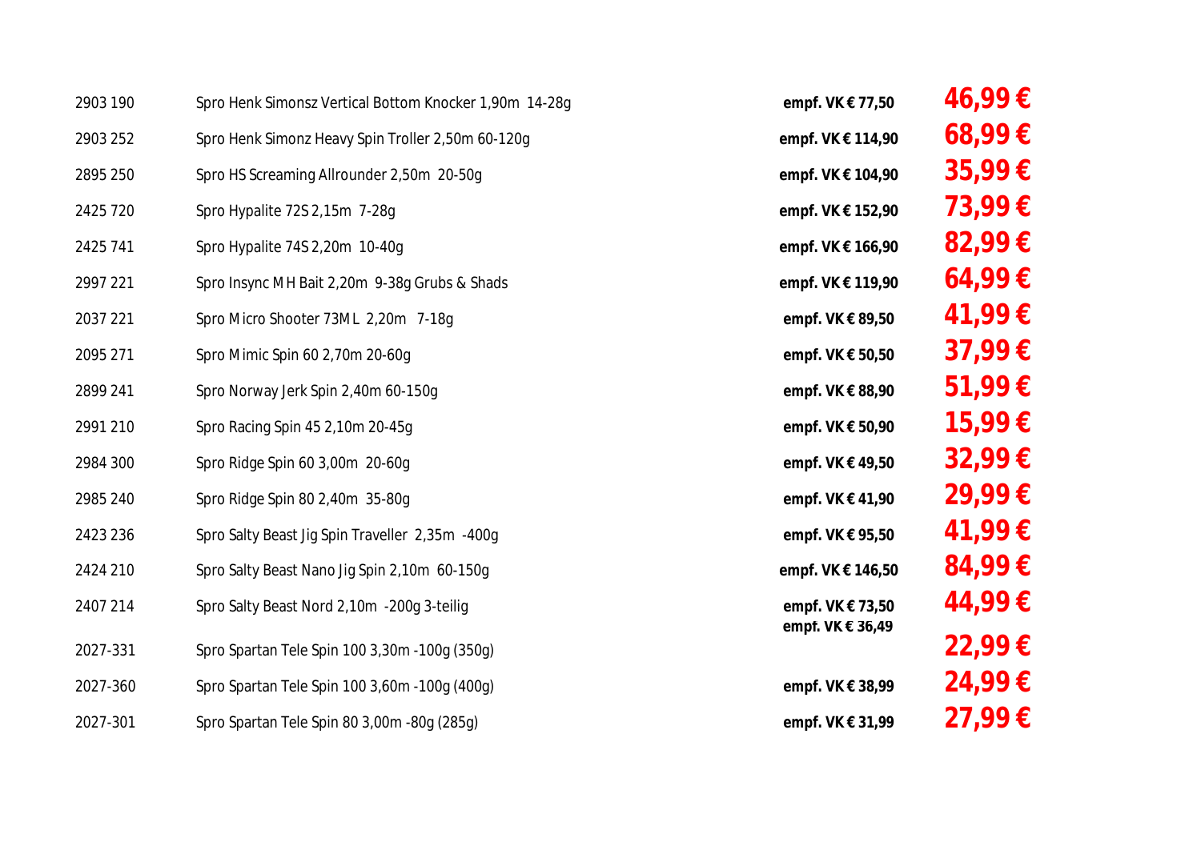| | | | |
|---|---|---|---|
| 2903 190 | Spro Henk Simonsz Vertical Bottom Knocker 1,90m 14-28g | **empf. VK € 77,50** | **46,99 €** |
| 2903 252 | Spro Henk Simonz Heavy Spin Troller 2,50m 60-120g | **empf. VK € 114,90** | **68,99 €** |
| 2895 250 | Spro HS Screaming Allrounder 2,50m 20-50g | **empf. VK € 104,90** | **35,99 €** |
| 2425 720 | Spro Hypalite 72S 2,15m 7-28g | **empf. VK € 152,90** | **73,99 €** |
| 2425 741 | Spro Hypalite 74S 2,20m 10-40g | **empf. VK € 166,90** | **82,99 €** |
| 2997 221 | Spro Insync MH Bait 2,20m 9-38g Grubs & Shads | **empf. VK € 119,90** | **64,99 €** |
| 2037 221 | Spro Micro Shooter 73ML 2,20m 7-18g | **empf. VK € 89,50** | **41,99 €** |
| 2095 271 | Spro Mimic Spin 60 2,70m 20-60g | **empf. VK € 50,50** | **37,99 €** |
| 2899 241 | Spro Norway Jerk Spin 2,40m 60-150g | **empf. VK € 88,90** | **51,99 €** |
| 2991 210 | Spro Racing Spin 45 2,10m 20-45g | **empf. VK € 50,90** | **15,99 €** |
| 2984 300 | Spro Ridge Spin 60 3,00m 20-60g | **empf. VK € 49,50** | **32,99 €** |
| 2985 240 | Spro Ridge Spin 80 2,40m 35-80g | **empf. VK € 41,90** | **29,99 €** |
| 2423 236 | Spro Salty Beast Jig Spin Traveller 2,35m -400g | **empf. VK € 95,50** | **41,99 €** |
| 2424 210 | Spro Salty Beast Nano Jig Spin 2,10m 60-150g | **empf. VK € 146,50** | **84,99 €** |
| 2407 214 | Spro Salty Beast Nord 2,10m -200g 3-teilig | **empf. VK € 73,50** | **44,99 €** |
| 2027-331 | Spro Spartan Tele Spin 100 3,30m -100g (350g) | **empf. VK € 36,49** | **22,99 €** |
| 2027-360 | Spro Spartan Tele Spin 100 3,60m -100g (400g) | **empf. VK € 38,99** | **24,99 €** |
| 2027-301 | Spro Spartan Tele Spin 80 3,00m -80g (285g) | **empf. VK € 31,99** | **27,99 €** |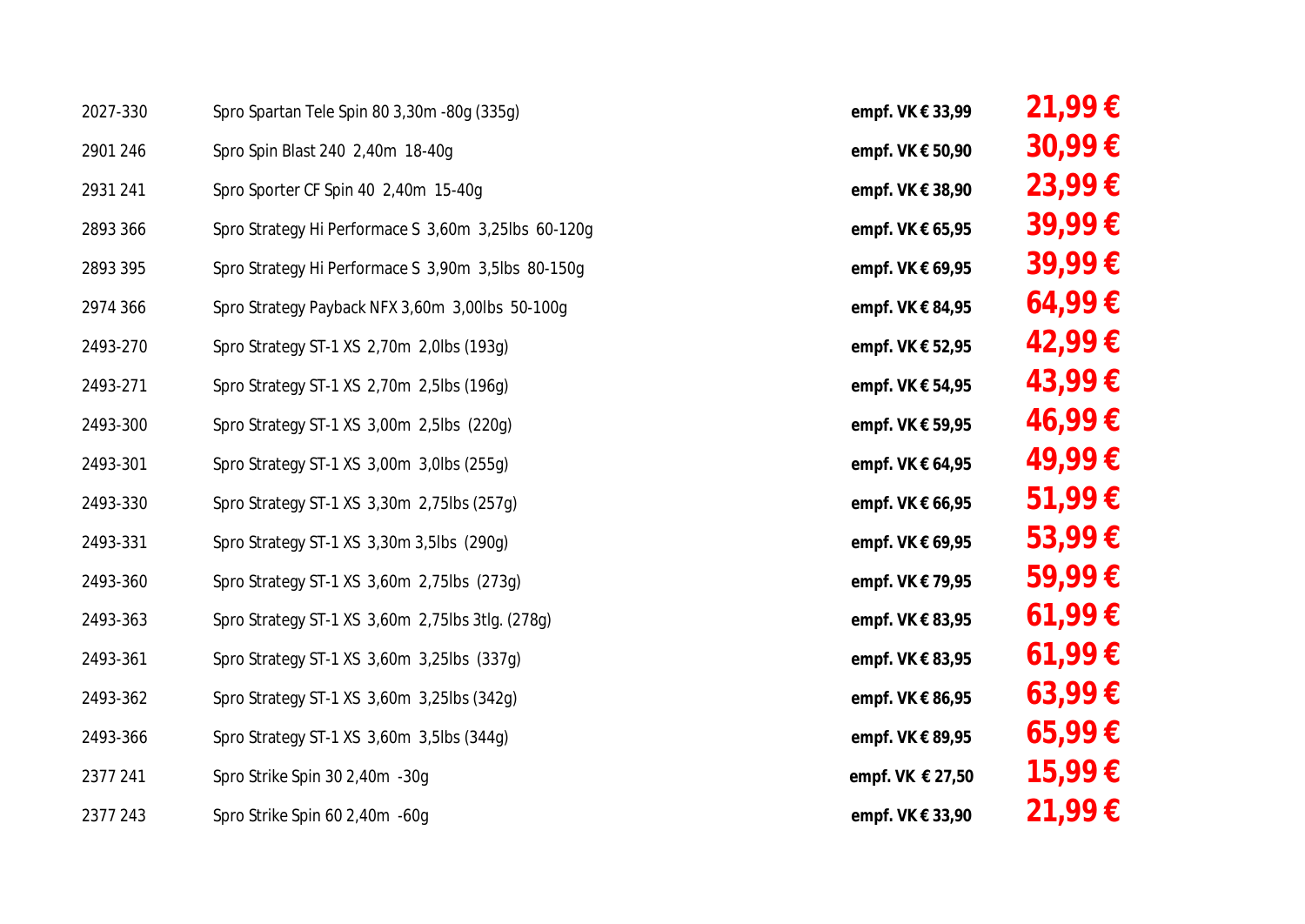| | | | |
|---|---|---|---|
| 2027-330 | Spro Spartan Tele Spin 80 3,30m -80g (335g) | empf. VK € 33,99 | **21,99 €** |
| 2901 246 | Spro Spin Blast 240 2,40m 18-40g | empf. VK € 50,90 | **30,99 €** |
| 2931 241 | Spro Sporter CF Spin 40 2,40m 15-40g | empf. VK € 38,90 | **23,99 €** |
| 2893 366 | Spro Strategy Hi Performace S 3,60m 3,25lbs 60-120g | empf. VK € 65,95 | **39,99 €** |
| 2893 395 | Spro Strategy Hi Performace S 3,90m 3,5lbs 80-150g | empf. VK € 69,95 | **39,99 €** |
| 2974 366 | Spro Strategy Payback NFX 3,60m 3,00lbs 50-100g | empf. VK € 84,95 | **64,99 €** |
| 2493-270 | Spro Strategy ST-1 XS 2,70m 2,0lbs (193g) | empf. VK € 52,95 | **42,99 €** |
| 2493-271 | Spro Strategy ST-1 XS 2,70m 2,5lbs (196g) | empf. VK € 54,95 | **43,99 €** |
| 2493-300 | Spro Strategy ST-1 XS 3,00m 2,5lbs (220g) | empf. VK € 59,95 | **46,99 €** |
| 2493-301 | Spro Strategy ST-1 XS 3,00m 3,0lbs (255g) | empf. VK € 64,95 | **49,99 €** |
| 2493-330 | Spro Strategy ST-1 XS 3,30m 2,75lbs (257g) | empf. VK € 66,95 | **51,99 €** |
| 2493-331 | Spro Strategy ST-1 XS 3,30m 3,5lbs (290g) | empf. VK € 69,95 | **53,99 €** |
| 2493-360 | Spro Strategy ST-1 XS 3,60m 2,75lbs (273g) | empf. VK € 79,95 | **59,99 €** |
| 2493-363 | Spro Strategy ST-1 XS 3,60m 2,75lbs 3tlg. (278g) | empf. VK € 83,95 | **61,99 €** |
| 2493-361 | Spro Strategy ST-1 XS 3,60m 3,25lbs (337g) | empf. VK € 83,95 | **61,99 €** |
| 2493-362 | Spro Strategy ST-1 XS 3,60m 3,25lbs (342g) | empf. VK € 86,95 | **63,99 €** |
| 2493-366 | Spro Strategy ST-1 XS 3,60m 3,5lbs (344g) | empf. VK € 89,95 | **65,99 €** |
| 2377 241 | Spro Strike Spin 30 2,40m -30g | empf. VK € 27,50 | **15,99 €** |
| 2377 243 | Spro Strike Spin 60 2,40m -60g | empf. VK € 33,90 | **21,99 €** |